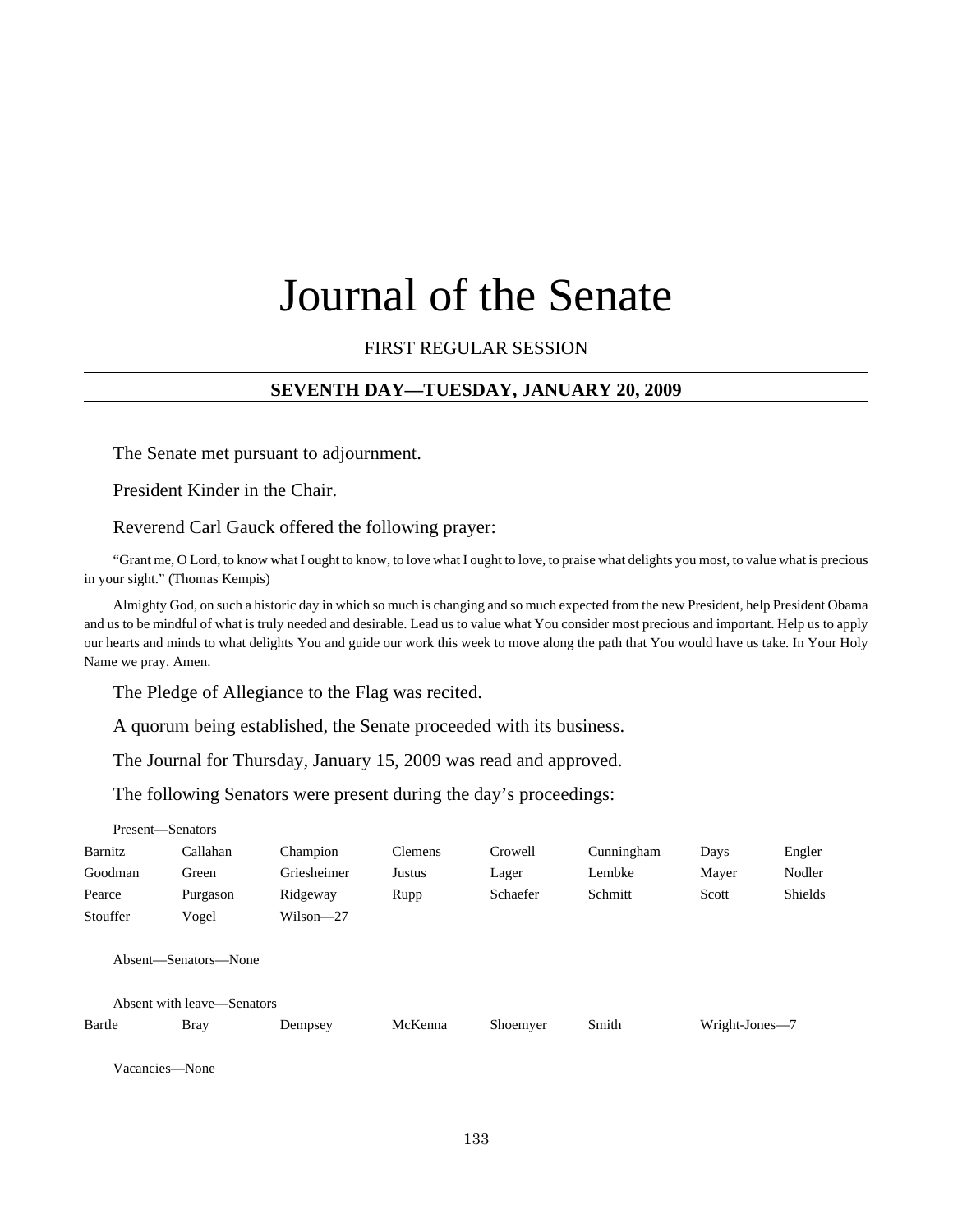# Journal of the Senate

FIRST REGULAR SESSION

## SEVENTH DAY—TUESDAY, JANUARY 20, 2009

The Senate met pursuant to adjournment.

President Kinder in the Chair.

Reverend Carl Gauck offered the following prayer:

"Grant me, O Lord, to know what I ought to know, to love what I ought to love, to praise what delights you most, to value what is precious in your sight." (Thomas Kempis)

Almighty God, on such a historic day in which so much is changing and so much expected from the new President, help President Obama and us to be mindful of what is truly needed and desirable. Lead us to value what You consider most precious and important. Help us to apply our hearts and minds to what delights You and guide our work this week to move along the path that You would have us take. In Your Holy Name we pray. Amen.

The Pledge of Allegiance to the Flag was recited.

A quorum being established, the Senate proceeded with its business.

The Journal for Thursday, January 15, 2009 was read and approved.

The following Senators were present during the day's proceedings:

Present—Senators

| | | | | | | | |
|---|---|---|---|---|---|---|---|
| Barnitz | Callahan | Champion | Clemens | Crowell | Cunningham | Days | Engler |
| Goodman | Green | Griesheimer | Justus | Lager | Lembke | Mayer | Nodler |
| Pearce | Purgason | Ridgeway | Rupp | Schaefer | Schmitt | Scott | Shields |
| Stouffer | Vogel | Wilson—27 | | | | | |

Absent—Senators—None

Absent with leave—Senators

| | | | | | | |
|---|---|---|---|---|---|---|
| Bartle | Bray | Dempsey | McKenna | Shoemyer | Smith | Wright-Jones—7 |

Vacancies—None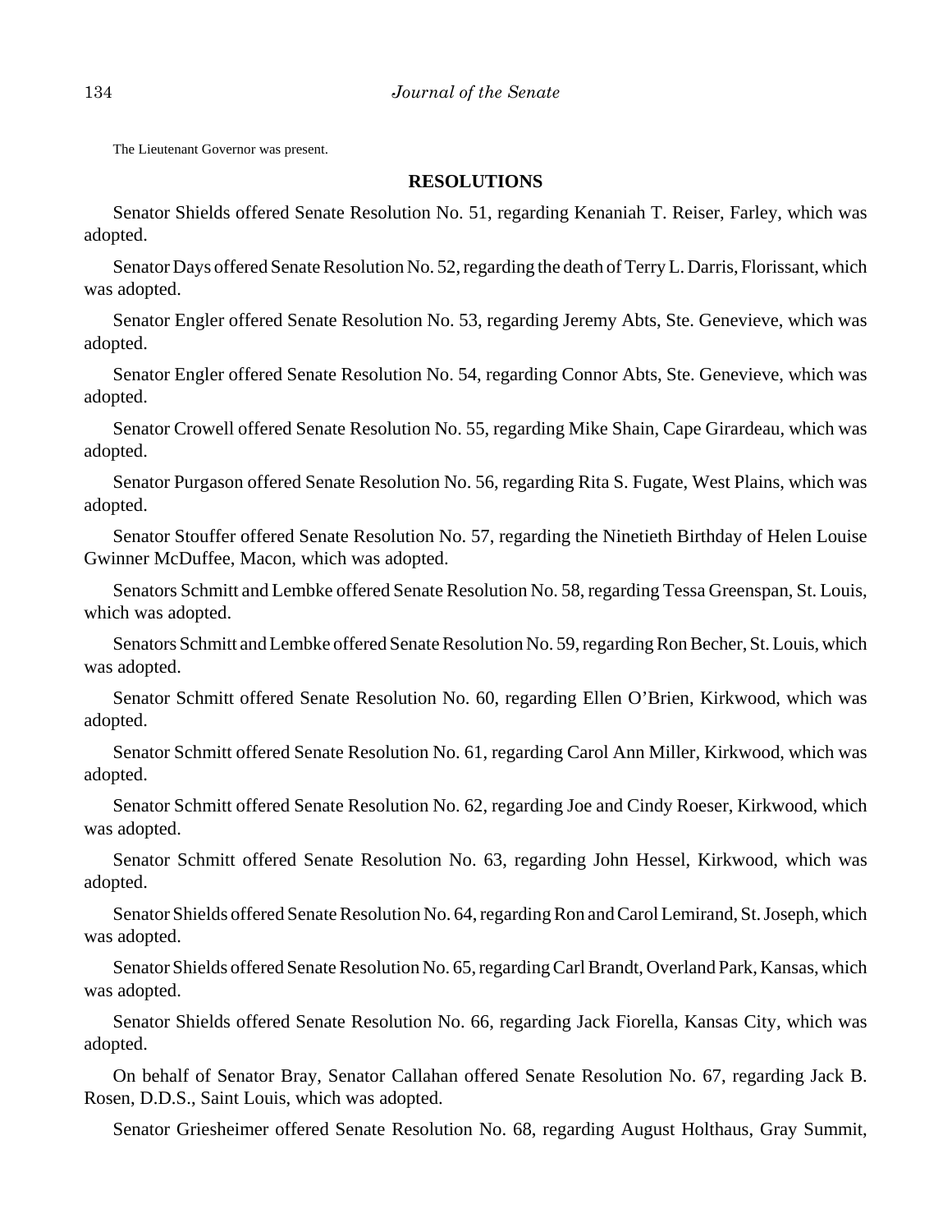The Lieutenant Governor was present.

## RESOLUTIONS

Senator Shields offered Senate Resolution No. 51, regarding Kenaniah T. Reiser, Farley, which was adopted.

Senator Days offered Senate Resolution No. 52, regarding the death of Terry L. Darris, Florissant, which was adopted.

Senator Engler offered Senate Resolution No. 53, regarding Jeremy Abts, Ste. Genevieve, which was adopted.

Senator Engler offered Senate Resolution No. 54, regarding Connor Abts, Ste. Genevieve, which was adopted.

Senator Crowell offered Senate Resolution No. 55, regarding Mike Shain, Cape Girardeau, which was adopted.

Senator Purgason offered Senate Resolution No. 56, regarding Rita S. Fugate, West Plains, which was adopted.

Senator Stouffer offered Senate Resolution No. 57, regarding the Ninetieth Birthday of Helen Louise Gwinner McDuffee, Macon, which was adopted.

Senators Schmitt and Lembke offered Senate Resolution No. 58, regarding Tessa Greenspan, St. Louis, which was adopted.

Senators Schmitt and Lembke offered Senate Resolution No. 59, regarding Ron Becher, St. Louis, which was adopted.

Senator Schmitt offered Senate Resolution No. 60, regarding Ellen O'Brien, Kirkwood, which was adopted.

Senator Schmitt offered Senate Resolution No. 61, regarding Carol Ann Miller, Kirkwood, which was adopted.

Senator Schmitt offered Senate Resolution No. 62, regarding Joe and Cindy Roeser, Kirkwood, which was adopted.

Senator Schmitt offered Senate Resolution No. 63, regarding John Hessel, Kirkwood, which was adopted.

Senator Shields offered Senate Resolution No. 64, regarding Ron and Carol Lemirand, St. Joseph, which was adopted.

Senator Shields offered Senate Resolution No. 65, regarding Carl Brandt, Overland Park, Kansas, which was adopted.

Senator Shields offered Senate Resolution No. 66, regarding Jack Fiorella, Kansas City, which was adopted.

On behalf of Senator Bray, Senator Callahan offered Senate Resolution No. 67, regarding Jack B. Rosen, D.D.S., Saint Louis, which was adopted.

Senator Griesheimer offered Senate Resolution No. 68, regarding August Holthaus, Gray Summit,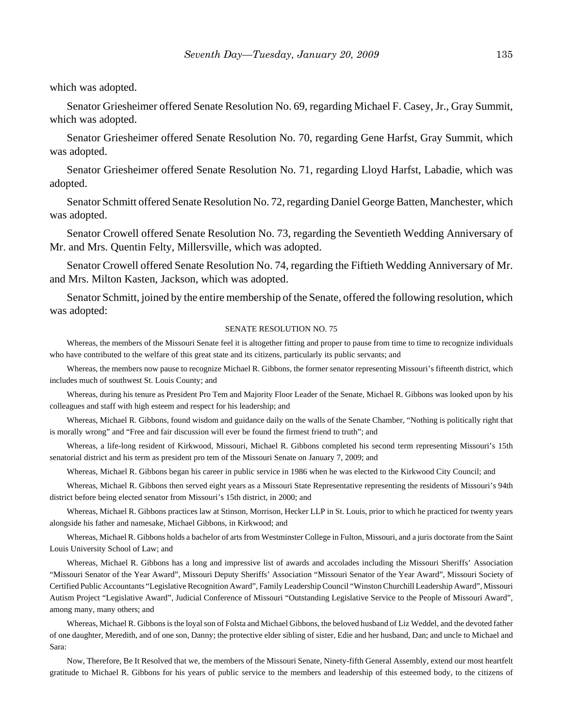which was adopted.

Senator Griesheimer offered Senate Resolution No. 69, regarding Michael F. Casey, Jr., Gray Summit, which was adopted.

Senator Griesheimer offered Senate Resolution No. 70, regarding Gene Harfst, Gray Summit, which was adopted.

Senator Griesheimer offered Senate Resolution No. 71, regarding Lloyd Harfst, Labadie, which was adopted.

Senator Schmitt offered Senate Resolution No. 72, regarding Daniel George Batten, Manchester, which was adopted.

Senator Crowell offered Senate Resolution No. 73, regarding the Seventieth Wedding Anniversary of Mr. and Mrs. Quentin Felty, Millersville, which was adopted.

Senator Crowell offered Senate Resolution No. 74, regarding the Fiftieth Wedding Anniversary of Mr. and Mrs. Milton Kasten, Jackson, which was adopted.

Senator Schmitt, joined by the entire membership of the Senate, offered the following resolution, which was adopted:

SENATE RESOLUTION NO. 75

Whereas, the members of the Missouri Senate feel it is altogether fitting and proper to pause from time to time to recognize individuals who have contributed to the welfare of this great state and its citizens, particularly its public servants; and

Whereas, the members now pause to recognize Michael R. Gibbons, the former senator representing Missouri's fifteenth district, which includes much of southwest St. Louis County; and

Whereas, during his tenure as President Pro Tem and Majority Floor Leader of the Senate, Michael R. Gibbons was looked upon by his colleagues and staff with high esteem and respect for his leadership; and

Whereas, Michael R. Gibbons, found wisdom and guidance daily on the walls of the Senate Chamber, "Nothing is politically right that is morally wrong" and "Free and fair discussion will ever be found the firmest friend to truth"; and

Whereas, a life-long resident of Kirkwood, Missouri, Michael R. Gibbons completed his second term representing Missouri's 15th senatorial district and his term as president pro tem of the Missouri Senate on January 7, 2009; and

Whereas, Michael R. Gibbons began his career in public service in 1986 when he was elected to the Kirkwood City Council; and

Whereas, Michael R. Gibbons then served eight years as a Missouri State Representative representing the residents of Missouri's 94th district before being elected senator from Missouri's 15th district, in 2000; and

Whereas, Michael R. Gibbons practices law at Stinson, Morrison, Hecker LLP in St. Louis, prior to which he practiced for twenty years alongside his father and namesake, Michael Gibbons, in Kirkwood; and

Whereas, Michael R. Gibbons holds a bachelor of arts from Westminster College in Fulton, Missouri, and a juris doctorate from the Saint Louis University School of Law; and

Whereas, Michael R. Gibbons has a long and impressive list of awards and accolades including the Missouri Sheriffs' Association "Missouri Senator of the Year Award", Missouri Deputy Sheriffs' Association "Missouri Senator of the Year Award", Missouri Society of Certified Public Accountants "Legislative Recognition Award", Family Leadership Council "Winston Churchill Leadership Award", Missouri Autism Project "Legislative Award", Judicial Conference of Missouri "Outstanding Legislative Service to the People of Missouri Award", among many, many others; and

Whereas, Michael R. Gibbons is the loyal son of Folsta and Michael Gibbons, the beloved husband of Liz Weddel, and the devoted father of one daughter, Meredith, and of one son, Danny; the protective elder sibling of sister, Edie and her husband, Dan; and uncle to Michael and Sara:

Now, Therefore, Be It Resolved that we, the members of the Missouri Senate, Ninety-fifth General Assembly, extend our most heartfelt gratitude to Michael R. Gibbons for his years of public service to the members and leadership of this esteemed body, to the citizens of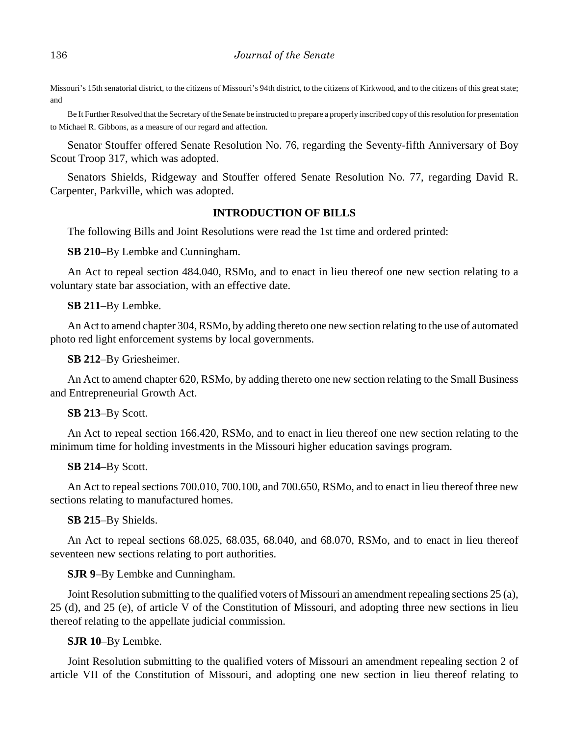Missouri's 15th senatorial district, to the citizens of Missouri's 94th district, to the citizens of Kirkwood, and to the citizens of this great state; and

Be It Further Resolved that the Secretary of the Senate be instructed to prepare a properly inscribed copy of this resolution for presentation to Michael R. Gibbons, as a measure of our regard and affection.

Senator Stouffer offered Senate Resolution No. 76, regarding the Seventy-fifth Anniversary of Boy Scout Troop 317, which was adopted.

Senators Shields, Ridgeway and Stouffer offered Senate Resolution No. 77, regarding David R. Carpenter, Parkville, which was adopted.

## INTRODUCTION OF BILLS

The following Bills and Joint Resolutions were read the 1st time and ordered printed:

**SB 210**–By Lembke and Cunningham.

An Act to repeal section 484.040, RSMo, and to enact in lieu thereof one new section relating to a voluntary state bar association, with an effective date.

**SB 211**–By Lembke.

An Act to amend chapter 304, RSMo, by adding thereto one new section relating to the use of automated photo red light enforcement systems by local governments.

**SB 212**–By Griesheimer.

An Act to amend chapter 620, RSMo, by adding thereto one new section relating to the Small Business and Entrepreneurial Growth Act.

**SB 213**–By Scott.

An Act to repeal section 166.420, RSMo, and to enact in lieu thereof one new section relating to the minimum time for holding investments in the Missouri higher education savings program.

**SB 214**–By Scott.

An Act to repeal sections 700.010, 700.100, and 700.650, RSMo, and to enact in lieu thereof three new sections relating to manufactured homes.

**SB 215**–By Shields.

An Act to repeal sections 68.025, 68.035, 68.040, and 68.070, RSMo, and to enact in lieu thereof seventeen new sections relating to port authorities.

**SJR 9**–By Lembke and Cunningham.

Joint Resolution submitting to the qualified voters of Missouri an amendment repealing sections 25 (a), 25 (d), and 25 (e), of article V of the Constitution of Missouri, and adopting three new sections in lieu thereof relating to the appellate judicial commission.

**SJR 10**–By Lembke.

Joint Resolution submitting to the qualified voters of Missouri an amendment repealing section 2 of article VII of the Constitution of Missouri, and adopting one new section in lieu thereof relating to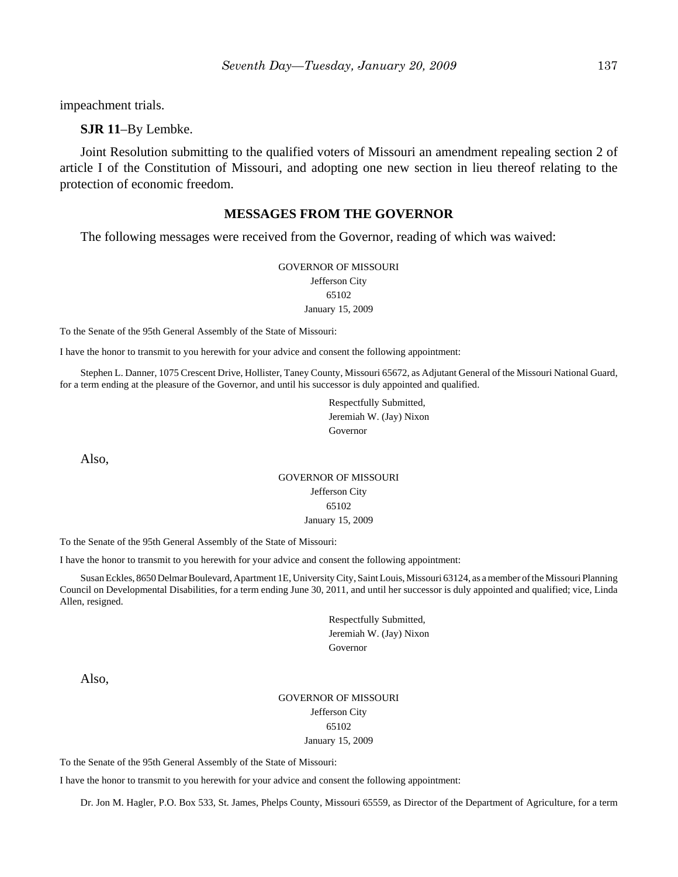impeachment trials.

**SJR 11**–By Lembke.

Joint Resolution submitting to the qualified voters of Missouri an amendment repealing section 2 of article I of the Constitution of Missouri, and adopting one new section in lieu thereof relating to the protection of economic freedom.

## MESSAGES FROM THE GOVERNOR

The following messages were received from the Governor, reading of which was waived:

GOVERNOR OF MISSOURI
Jefferson City
65102
January 15, 2009

To the Senate of the 95th General Assembly of the State of Missouri:

I have the honor to transmit to you herewith for your advice and consent the following appointment:

Stephen L. Danner, 1075 Crescent Drive, Hollister, Taney County, Missouri 65672, as Adjutant General of the Missouri National Guard, for a term ending at the pleasure of the Governor, and until his successor is duly appointed and qualified.

Respectfully Submitted,
Jeremiah W. (Jay) Nixon
Governor

Also,

GOVERNOR OF MISSOURI
Jefferson City
65102
January 15, 2009

To the Senate of the 95th General Assembly of the State of Missouri:

I have the honor to transmit to you herewith for your advice and consent the following appointment:

Susan Eckles, 8650 Delmar Boulevard, Apartment 1E, University City, Saint Louis, Missouri 63124, as a member of the Missouri Planning Council on Developmental Disabilities, for a term ending June 30, 2011, and until her successor is duly appointed and qualified; vice, Linda Allen, resigned.

Respectfully Submitted,
Jeremiah W. (Jay) Nixon
Governor

Also,

GOVERNOR OF MISSOURI
Jefferson City
65102
January 15, 2009

To the Senate of the 95th General Assembly of the State of Missouri:

I have the honor to transmit to you herewith for your advice and consent the following appointment:

Dr. Jon M. Hagler, P.O. Box 533, St. James, Phelps County, Missouri 65559, as Director of the Department of Agriculture, for a term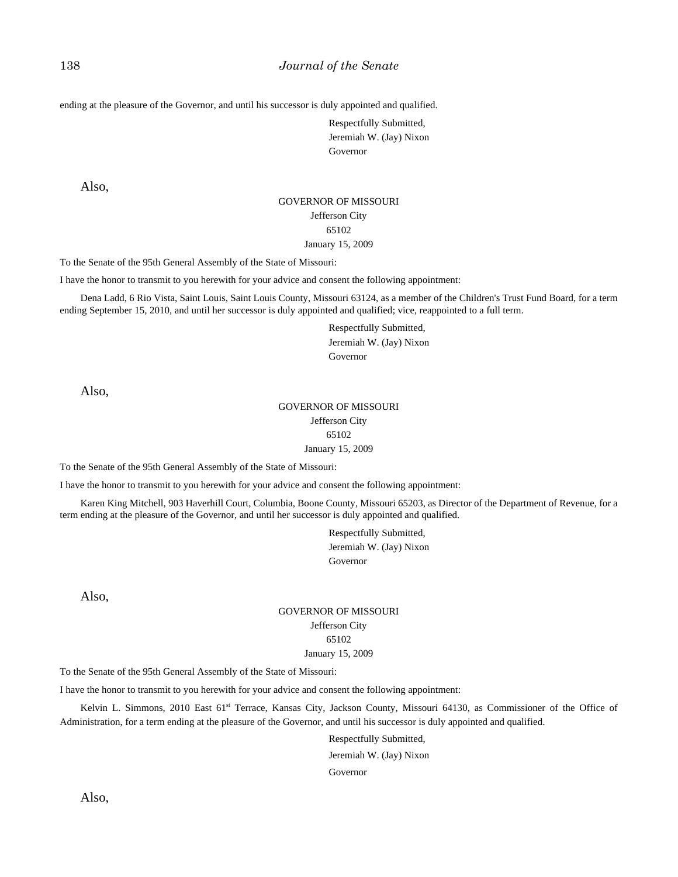ending at the pleasure of the Governor, and until his successor is duly appointed and qualified.

Respectfully Submitted,
Jeremiah W. (Jay) Nixon
Governor

Also,

GOVERNOR OF MISSOURI
Jefferson City
65102
January 15, 2009

To the Senate of the 95th General Assembly of the State of Missouri:

I have the honor to transmit to you herewith for your advice and consent the following appointment:

Dena Ladd, 6 Rio Vista, Saint Louis, Saint Louis County, Missouri 63124, as a member of the Children's Trust Fund Board, for a term ending September 15, 2010, and until her successor is duly appointed and qualified; vice, reappointed to a full term.

Respectfully Submitted,
Jeremiah W. (Jay) Nixon
Governor

Also,

GOVERNOR OF MISSOURI
Jefferson City
65102
January 15, 2009

To the Senate of the 95th General Assembly of the State of Missouri:

I have the honor to transmit to you herewith for your advice and consent the following appointment:

Karen King Mitchell, 903 Haverhill Court, Columbia, Boone County, Missouri 65203, as Director of the Department of Revenue, for a term ending at the pleasure of the Governor, and until her successor is duly appointed and qualified.

Respectfully Submitted,
Jeremiah W. (Jay) Nixon
Governor

Also,

GOVERNOR OF MISSOURI
Jefferson City
65102
January 15, 2009

To the Senate of the 95th General Assembly of the State of Missouri:

I have the honor to transmit to you herewith for your advice and consent the following appointment:

Kelvin L. Simmons, 2010 East 61st Terrace, Kansas City, Jackson County, Missouri 64130, as Commissioner of the Office of Administration, for a term ending at the pleasure of the Governor, and until his successor is duly appointed and qualified.

Respectfully Submitted,
Jeremiah W. (Jay) Nixon
Governor

Also,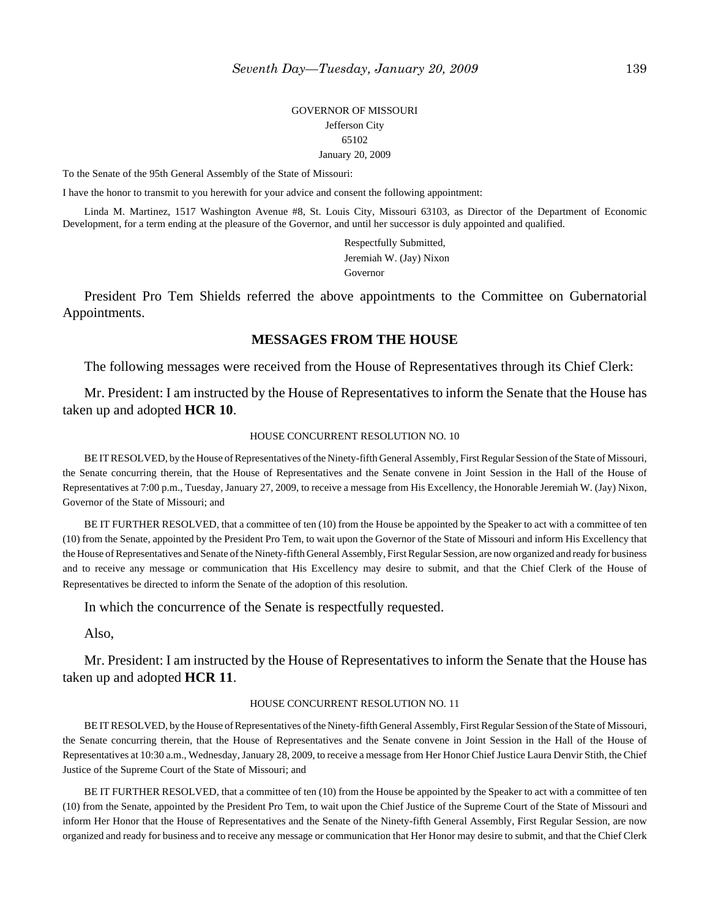GOVERNOR OF MISSOURI
Jefferson City
65102
January 20, 2009

To the Senate of the 95th General Assembly of the State of Missouri:

I have the honor to transmit to you herewith for your advice and consent the following appointment:

Linda M. Martinez, 1517 Washington Avenue #8, St. Louis City, Missouri 63103, as Director of the Department of Economic Development, for a term ending at the pleasure of the Governor, and until her successor is duly appointed and qualified.

Respectfully Submitted,
Jeremiah W. (Jay) Nixon
Governor

President Pro Tem Shields referred the above appointments to the Committee on Gubernatorial Appointments.

## MESSAGES FROM THE HOUSE

The following messages were received from the House of Representatives through its Chief Clerk:

Mr. President: I am instructed by the House of Representatives to inform the Senate that the House has taken up and adopted **HCR 10**.

HOUSE CONCURRENT RESOLUTION NO. 10

BE IT RESOLVED, by the House of Representatives of the Ninety-fifth General Assembly, First Regular Session of the State of Missouri, the Senate concurring therein, that the House of Representatives and the Senate convene in Joint Session in the Hall of the House of Representatives at 7:00 p.m., Tuesday, January 27, 2009, to receive a message from His Excellency, the Honorable Jeremiah W. (Jay) Nixon, Governor of the State of Missouri; and

BE IT FURTHER RESOLVED, that a committee of ten (10) from the House be appointed by the Speaker to act with a committee of ten (10) from the Senate, appointed by the President Pro Tem, to wait upon the Governor of the State of Missouri and inform His Excellency that the House of Representatives and Senate of the Ninety-fifth General Assembly, First Regular Session, are now organized and ready for business and to receive any message or communication that His Excellency may desire to submit, and that the Chief Clerk of the House of Representatives be directed to inform the Senate of the adoption of this resolution.

In which the concurrence of the Senate is respectfully requested.

Also,

Mr. President: I am instructed by the House of Representatives to inform the Senate that the House has taken up and adopted **HCR 11**.

HOUSE CONCURRENT RESOLUTION NO. 11

BE IT RESOLVED, by the House of Representatives of the Ninety-fifth General Assembly, First Regular Session of the State of Missouri, the Senate concurring therein, that the House of Representatives and the Senate convene in Joint Session in the Hall of the House of Representatives at 10:30 a.m., Wednesday, January 28, 2009, to receive a message from Her Honor Chief Justice Laura Denvir Stith, the Chief Justice of the Supreme Court of the State of Missouri; and

BE IT FURTHER RESOLVED, that a committee of ten (10) from the House be appointed by the Speaker to act with a committee of ten (10) from the Senate, appointed by the President Pro Tem, to wait upon the Chief Justice of the Supreme Court of the State of Missouri and inform Her Honor that the House of Representatives and the Senate of the Ninety-fifth General Assembly, First Regular Session, are now organized and ready for business and to receive any message or communication that Her Honor may desire to submit, and that the Chief Clerk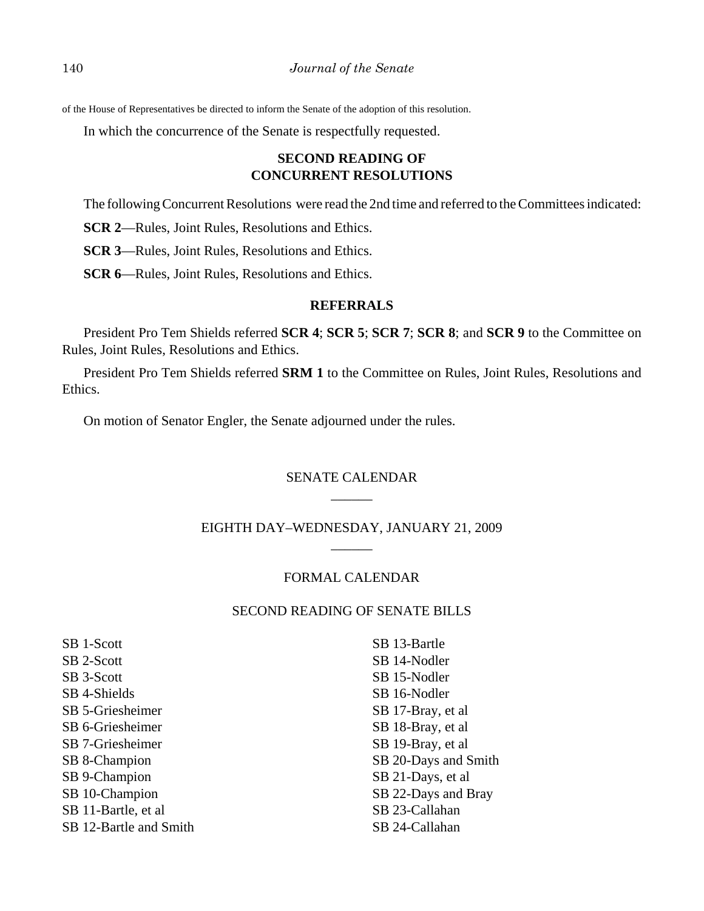of the House of Representatives be directed to inform the Senate of the adoption of this resolution.

In which the concurrence of the Senate is respectfully requested.

## SECOND READING OF CONCURRENT RESOLUTIONS

The following Concurrent Resolutions were read the 2nd time and referred to the Committees indicated:

**SCR 2**—Rules, Joint Rules, Resolutions and Ethics.

**SCR 3**—Rules, Joint Rules, Resolutions and Ethics.

**SCR 6**—Rules, Joint Rules, Resolutions and Ethics.

## REFERRALS

President Pro Tem Shields referred **SCR 4**; **SCR 5**; **SCR 7**; **SCR 8**; and **SCR 9** to the Committee on Rules, Joint Rules, Resolutions and Ethics.

President Pro Tem Shields referred **SRM 1** to the Committee on Rules, Joint Rules, Resolutions and Ethics.

On motion of Senator Engler, the Senate adjourned under the rules.

## SENATE CALENDAR

______

## EIGHTH DAY–WEDNESDAY, JANUARY 21, 2009

______

## FORMAL CALENDAR

### SECOND READING OF SENATE BILLS

SB 1-Scott
SB 2-Scott
SB 3-Scott
SB 4-Shields
SB 5-Griesheimer
SB 6-Griesheimer
SB 7-Griesheimer
SB 8-Champion
SB 9-Champion
SB 10-Champion
SB 11-Bartle, et al
SB 12-Bartle and Smith
SB 13-Bartle
SB 14-Nodler
SB 15-Nodler
SB 16-Nodler
SB 17-Bray, et al
SB 18-Bray, et al
SB 19-Bray, et al
SB 20-Days and Smith
SB 21-Days, et al
SB 22-Days and Bray
SB 23-Callahan
SB 24-Callahan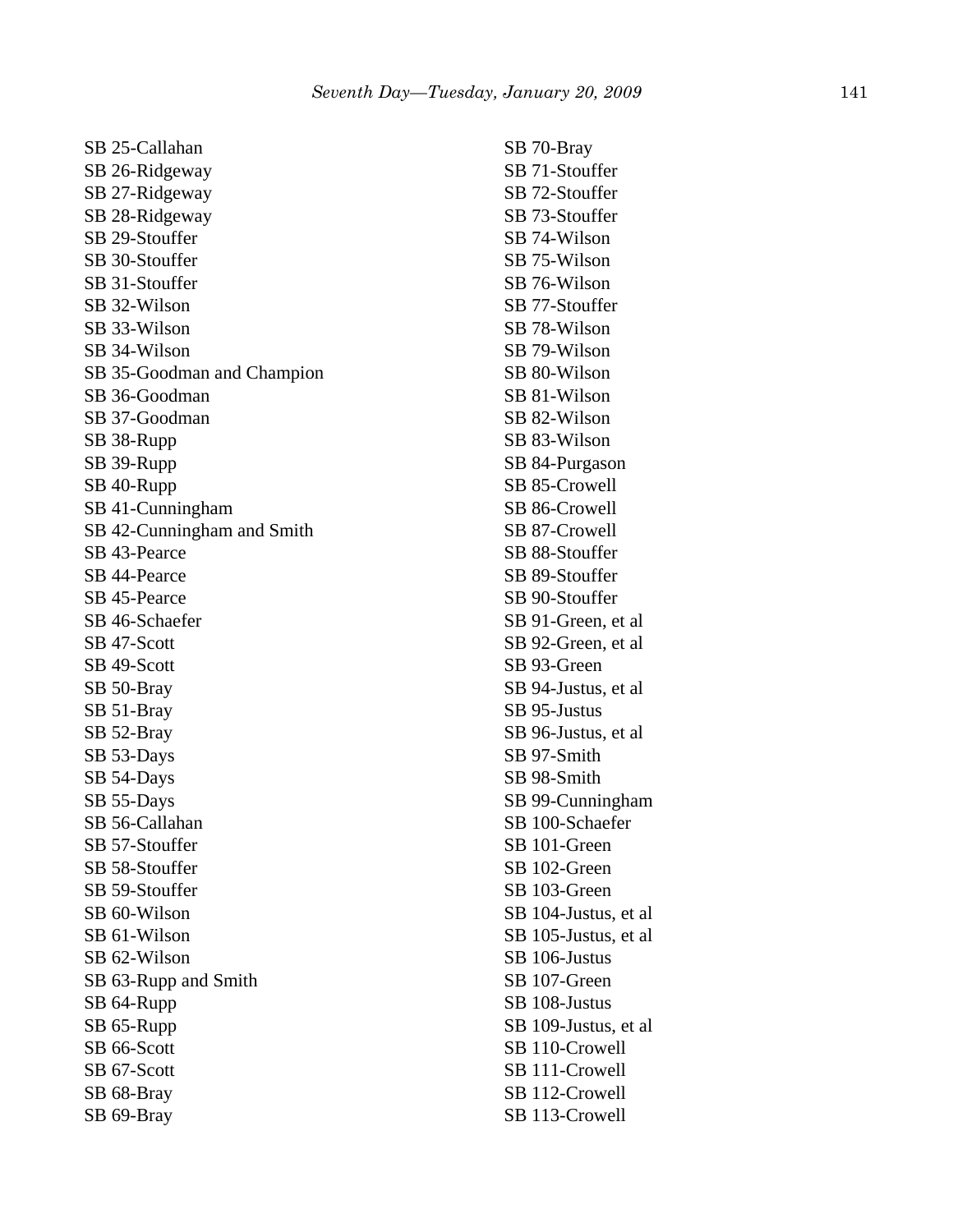SB 25-Callahan
SB 26-Ridgeway
SB 27-Ridgeway
SB 28-Ridgeway
SB 29-Stouffer
SB 30-Stouffer
SB 31-Stouffer
SB 32-Wilson
SB 33-Wilson
SB 34-Wilson
SB 35-Goodman and Champion
SB 36-Goodman
SB 37-Goodman
SB 38-Rupp
SB 39-Rupp
SB 40-Rupp
SB 41-Cunningham
SB 42-Cunningham and Smith
SB 43-Pearce
SB 44-Pearce
SB 45-Pearce
SB 46-Schaefer
SB 47-Scott
SB 49-Scott
SB 50-Bray
SB 51-Bray
SB 52-Bray
SB 53-Days
SB 54-Days
SB 55-Days
SB 56-Callahan
SB 57-Stouffer
SB 58-Stouffer
SB 59-Stouffer
SB 60-Wilson
SB 61-Wilson
SB 62-Wilson
SB 63-Rupp and Smith
SB 64-Rupp
SB 65-Rupp
SB 66-Scott
SB 67-Scott
SB 68-Bray
SB 69-Bray
SB 70-Bray
SB 71-Stouffer
SB 72-Stouffer
SB 73-Stouffer
SB 74-Wilson
SB 75-Wilson
SB 76-Wilson
SB 77-Stouffer
SB 78-Wilson
SB 79-Wilson
SB 80-Wilson
SB 81-Wilson
SB 82-Wilson
SB 83-Wilson
SB 84-Purgason
SB 85-Crowell
SB 86-Crowell
SB 87-Crowell
SB 88-Stouffer
SB 89-Stouffer
SB 90-Stouffer
SB 91-Green, et al
SB 92-Green, et al
SB 93-Green
SB 94-Justus, et al
SB 95-Justus
SB 96-Justus, et al
SB 97-Smith
SB 98-Smith
SB 99-Cunningham
SB 100-Schaefer
SB 101-Green
SB 102-Green
SB 103-Green
SB 104-Justus, et al
SB 105-Justus, et al
SB 106-Justus
SB 107-Green
SB 108-Justus
SB 109-Justus, et al
SB 110-Crowell
SB 111-Crowell
SB 112-Crowell
SB 113-Crowell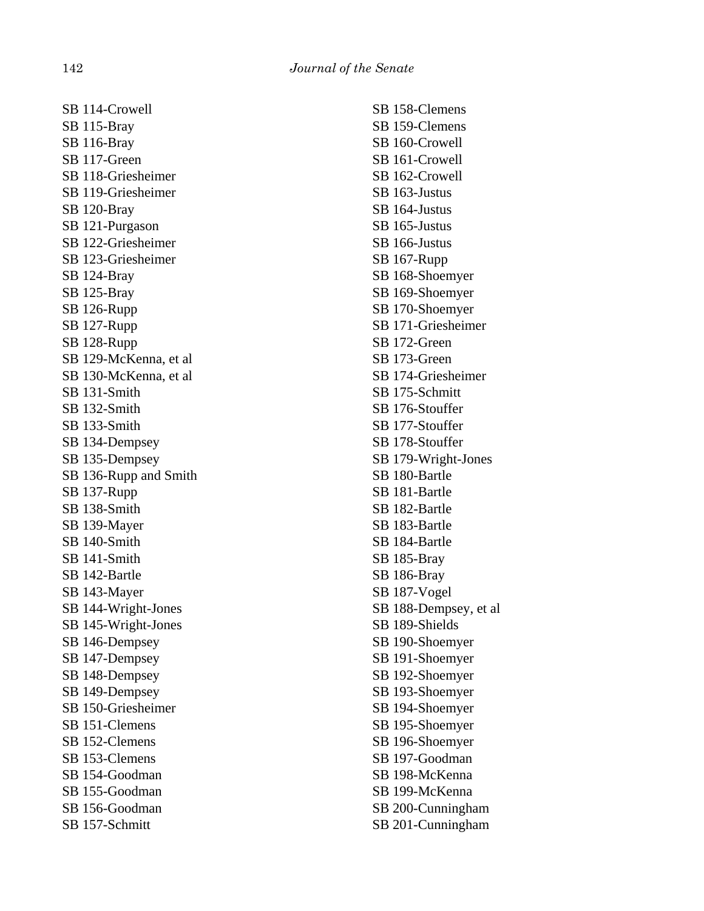SB 114-Crowell
SB 115-Bray
SB 116-Bray
SB 117-Green
SB 118-Griesheimer
SB 119-Griesheimer
SB 120-Bray
SB 121-Purgason
SB 122-Griesheimer
SB 123-Griesheimer
SB 124-Bray
SB 125-Bray
SB 126-Rupp
SB 127-Rupp
SB 128-Rupp
SB 129-McKenna, et al
SB 130-McKenna, et al
SB 131-Smith
SB 132-Smith
SB 133-Smith
SB 134-Dempsey
SB 135-Dempsey
SB 136-Rupp and Smith
SB 137-Rupp
SB 138-Smith
SB 139-Mayer
SB 140-Smith
SB 141-Smith
SB 142-Bartle
SB 143-Mayer
SB 144-Wright-Jones
SB 145-Wright-Jones
SB 146-Dempsey
SB 147-Dempsey
SB 148-Dempsey
SB 149-Dempsey
SB 150-Griesheimer
SB 151-Clemens
SB 152-Clemens
SB 153-Clemens
SB 154-Goodman
SB 155-Goodman
SB 156-Goodman
SB 157-Schmitt
SB 158-Clemens
SB 159-Clemens
SB 160-Crowell
SB 161-Crowell
SB 162-Crowell
SB 163-Justus
SB 164-Justus
SB 165-Justus
SB 166-Justus
SB 167-Rupp
SB 168-Shoemyer
SB 169-Shoemyer
SB 170-Shoemyer
SB 171-Griesheimer
SB 172-Green
SB 173-Green
SB 174-Griesheimer
SB 175-Schmitt
SB 176-Stouffer
SB 177-Stouffer
SB 178-Stouffer
SB 179-Wright-Jones
SB 180-Bartle
SB 181-Bartle
SB 182-Bartle
SB 183-Bartle
SB 184-Bartle
SB 185-Bray
SB 186-Bray
SB 187-Vogel
SB 188-Dempsey, et al
SB 189-Shields
SB 190-Shoemyer
SB 191-Shoemyer
SB 192-Shoemyer
SB 193-Shoemyer
SB 194-Shoemyer
SB 195-Shoemyer
SB 196-Shoemyer
SB 197-Goodman
SB 198-McKenna
SB 199-McKenna
SB 200-Cunningham
SB 201-Cunningham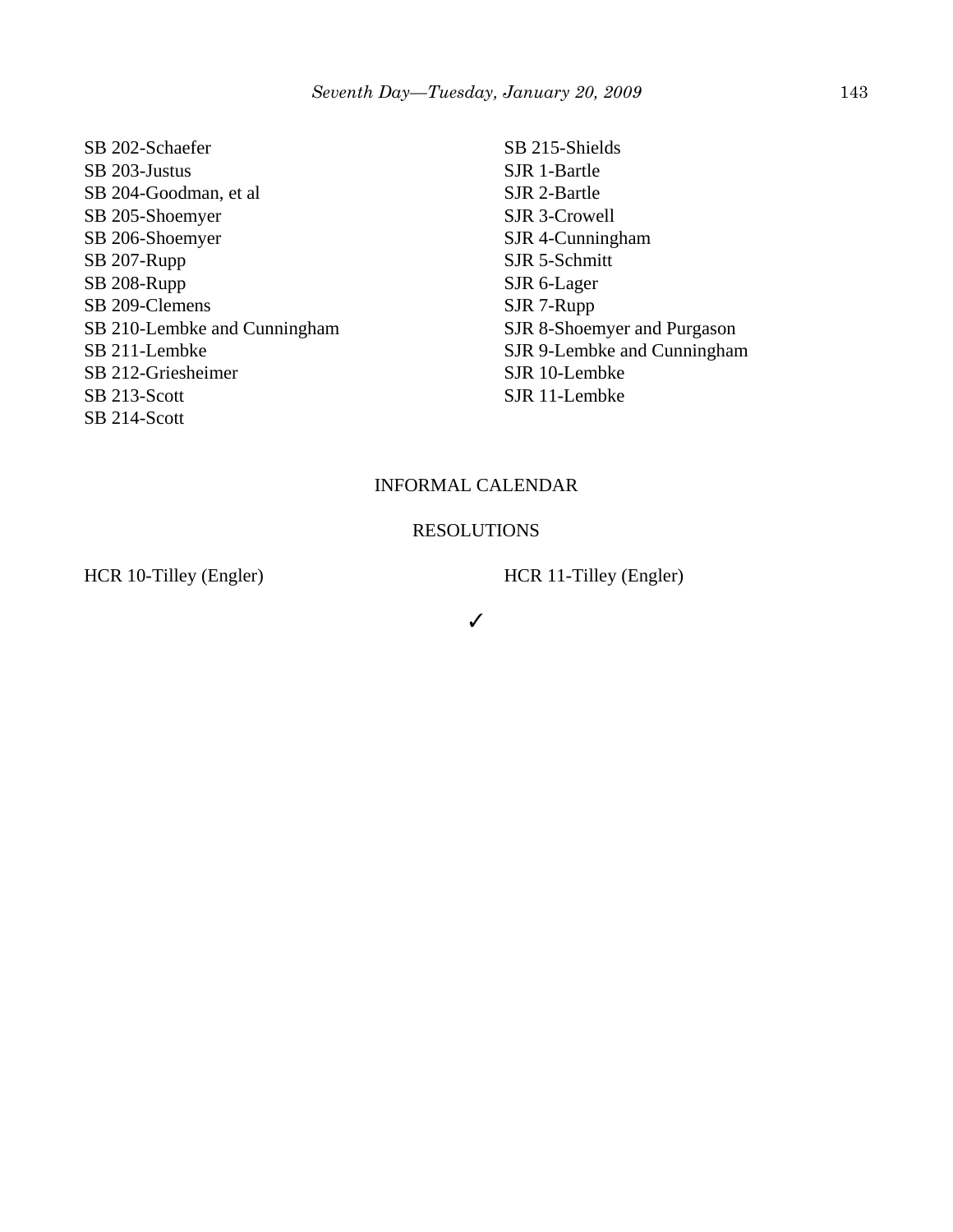SB 202-Schaefer
SB 203-Justus
SB 204-Goodman, et al
SB 205-Shoemyer
SB 206-Shoemyer
SB 207-Rupp
SB 208-Rupp
SB 209-Clemens
SB 210-Lembke and Cunningham
SB 211-Lembke
SB 212-Griesheimer
SB 213-Scott
SB 214-Scott
SB 215-Shields
SJR 1-Bartle
SJR 2-Bartle
SJR 3-Crowell
SJR 4-Cunningham
SJR 5-Schmitt
SJR 6-Lager
SJR 7-Rupp
SJR 8-Shoemyer and Purgason
SJR 9-Lembke and Cunningham
SJR 10-Lembke
SJR 11-Lembke

INFORMAL CALENDAR

RESOLUTIONS

HCR 10-Tilley (Engler)
HCR 11-Tilley (Engler)

✓